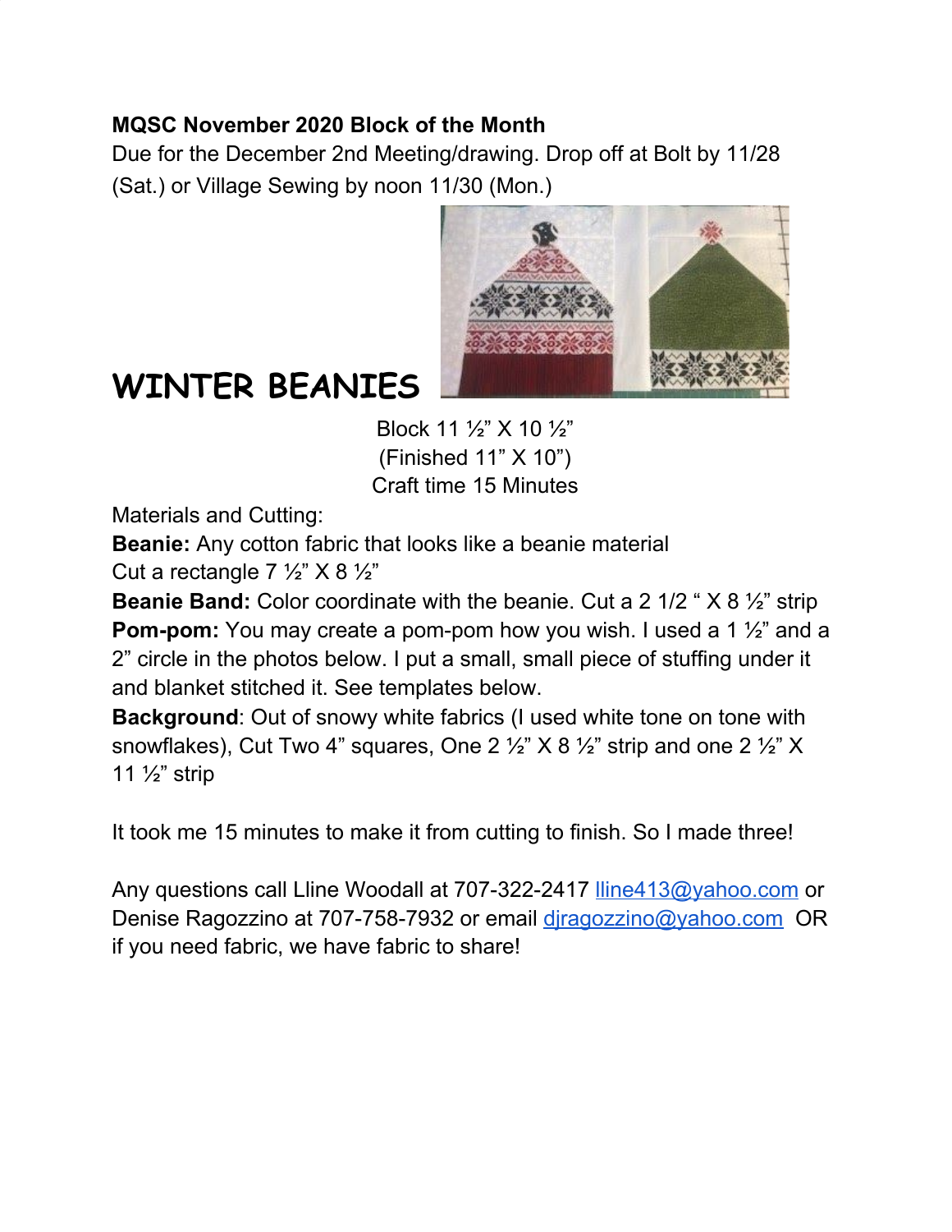**MQSC November 2020 Block of the Month**

Due for the December 2nd Meeting/drawing. Drop off at Bolt by 11/28 (Sat.) or Village Sewing by noon 11/30 (Mon.)

# WINTER BEANIES

Block 11 ½" X 10 ½"
(Finished 11" X 10")
Craft time 15 Minutes

Materials and Cutting:

**Beanie:** Any cotton fabric that looks like a beanie material
Cut a rectangle 7 ½" X 8 ½"

**Beanie Band:** Color coordinate with the beanie. Cut a 2 1/2 " X 8 ½" strip

**Pom-pom:** You may create a pom-pom how you wish. I used a 1 ½" and a 2" circle in the photos below. I put a small, small piece of stuffing under it and blanket stitched it. See templates below.

**Background**: Out of snowy white fabrics (I used white tone on tone with snowflakes), Cut Two 4" squares, One 2 ½" X 8 ½" strip and one 2 ½" X 11 ½" strip

It took me 15 minutes to make it from cutting to finish. So I made three!

Any questions call Lline Woodall at 707-322-2417 [lline413@yahoo.com](mailto:lline413@yahoo.com) or Denise Ragozzino at 707-758-7932 or email [djragozzino@yahoo.com](mailto:djragozzino@yahoo.com) OR if you need fabric, we have fabric to share!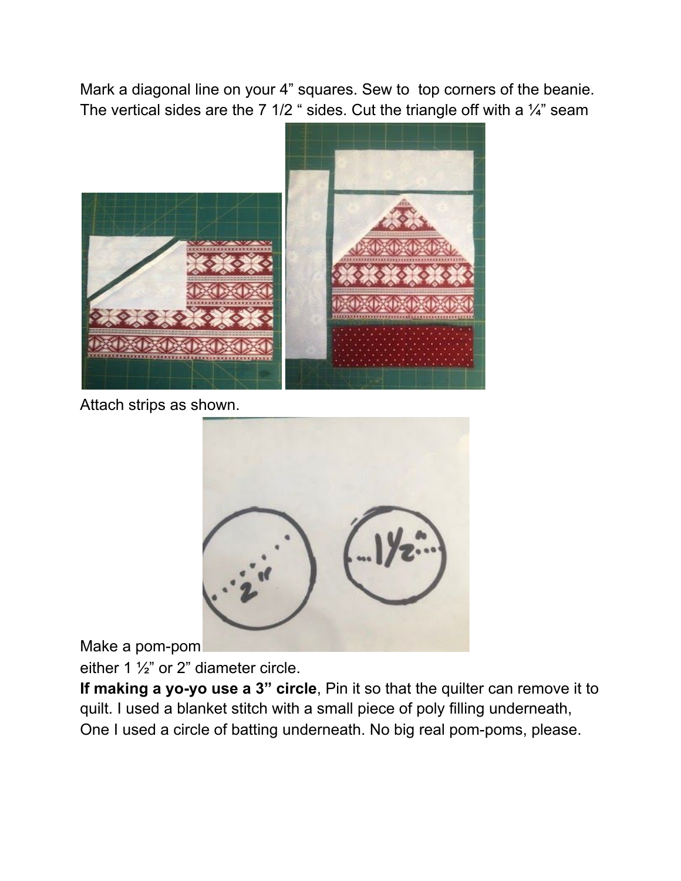Mark a diagonal line on your 4" squares. Sew to top corners of the beanie. The vertical sides are the 7 1/2 " sides. Cut the triangle off with a ¼" seam

Attach strips as shown.

Make a pom-pom either 1 ½" or 2" diameter circle.

**If making a yo-yo use a 3" circle**, Pin it so that the quilter can remove it to quilt. I used a blanket stitch with a small piece of poly filling underneath, One I used a circle of batting underneath. No big real pom-poms, please.